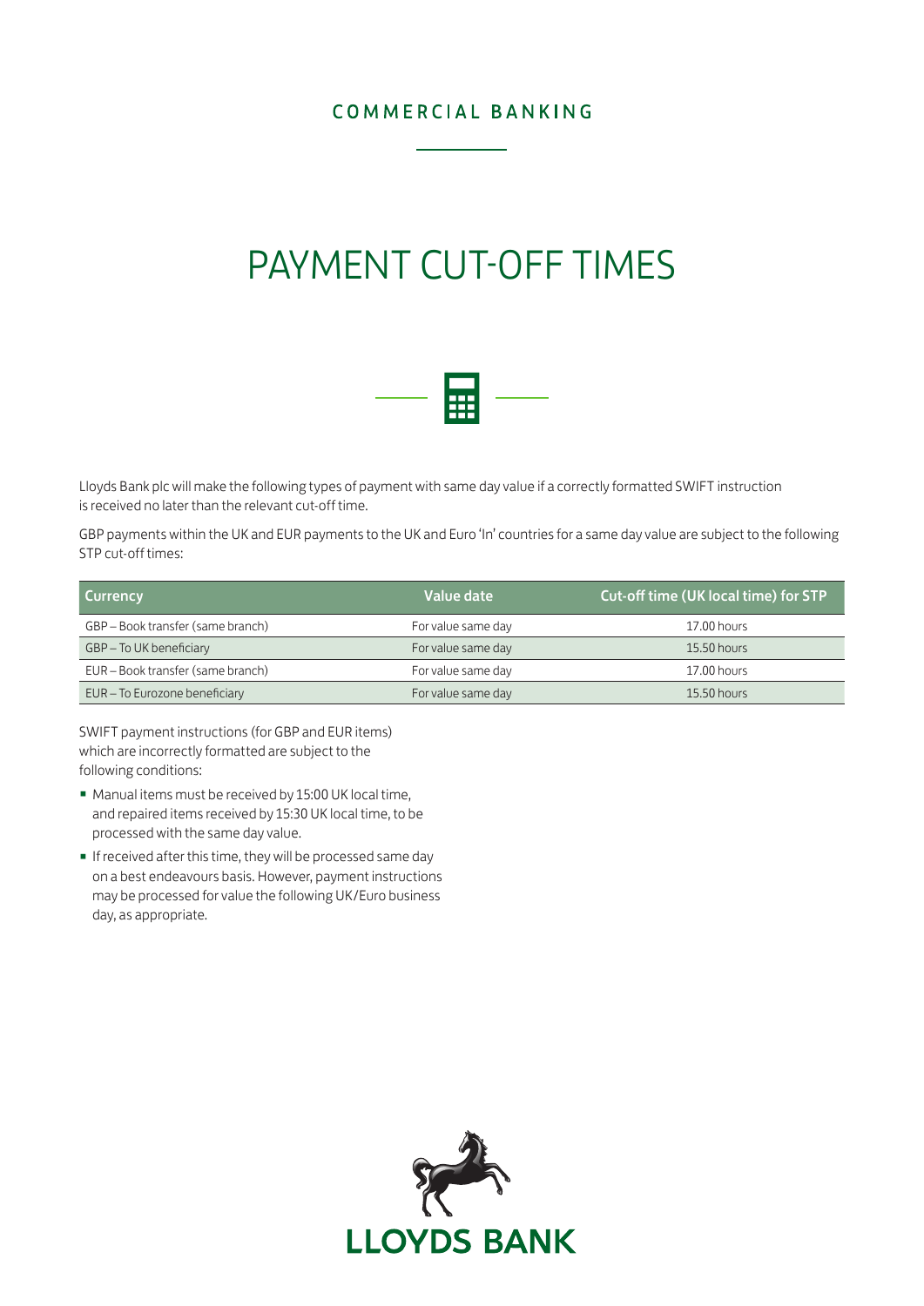COMMERCIAL BANKING

# PAYMENT CUT-OFF TIMES

Lloyds Bank plc will make the following types of payment with same day value if a correctly formatted SWIFT instruction is received no later than the relevant cut-off time.

GBP payments within the UK and EUR payments to the UK and Euro 'In' countries for a same day value are subject to the following STP cut-off times:

| Currency | Value date | Cut-off time (UK local time) for STP |
|---|---|---|
| GBP – Book transfer (same branch) | For value same day | 17.00 hours |
| GBP – To UK beneficiary | For value same day | 15.50 hours |
| EUR – Book transfer (same branch) | For value same day | 17.00 hours |
| EUR – To Eurozone beneficiary | For value same day | 15.50 hours |

SWIFT payment instructions (for GBP and EUR items) which are incorrectly formatted are subject to the following conditions:

- Manual items must be received by 15:00 UK local time, and repaired items received by 15:30 UK local time, to be processed with the same day value.
- If received after this time, they will be processed same day on a best endeavours basis. However, payment instructions may be processed for value the following UK/Euro business day, as appropriate.

LLOYDS BANK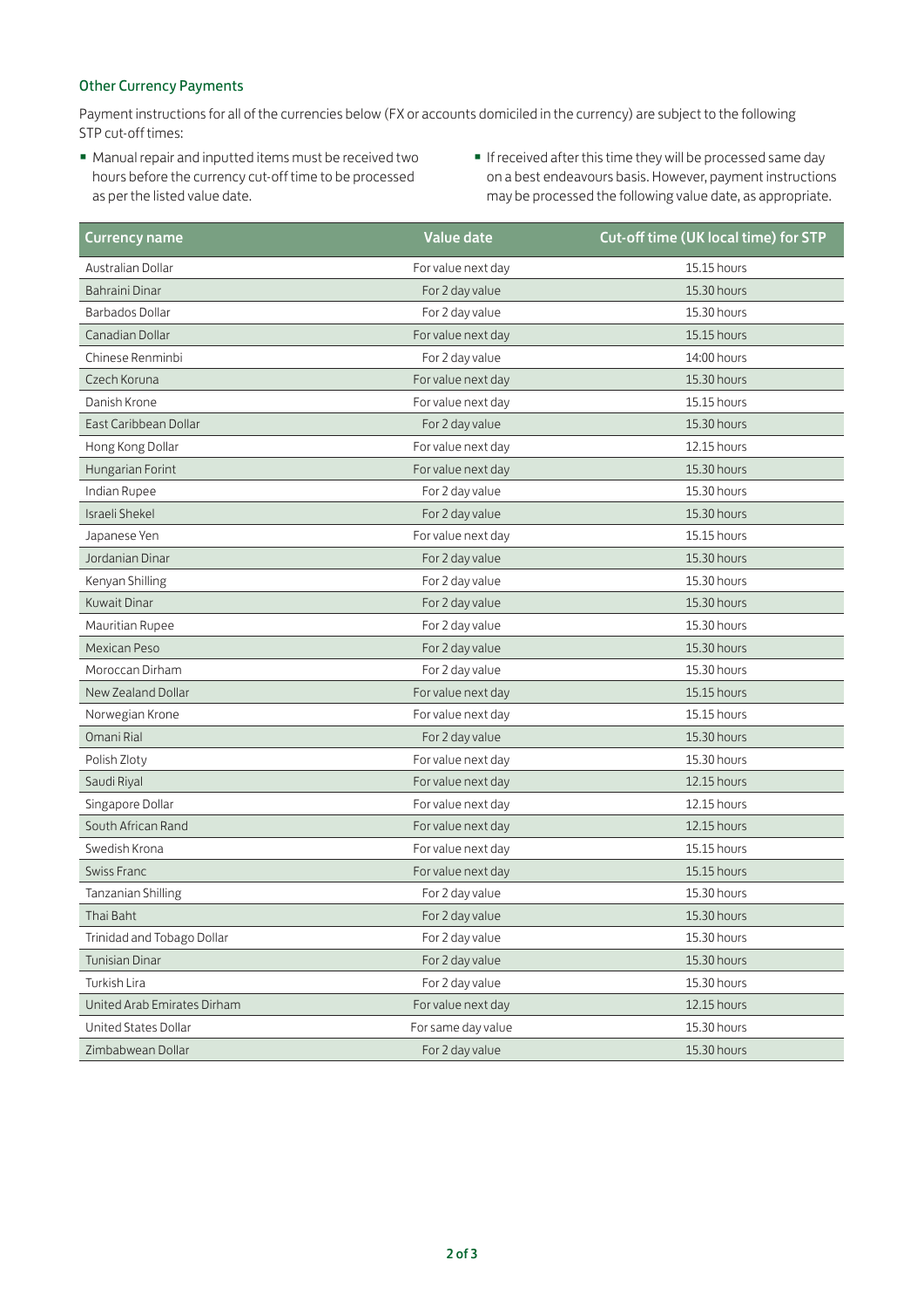## Other Currency Payments

Payment instructions for all of the currencies below (FX or accounts domiciled in the currency) are subject to the following STP cut-off times:

- Manual repair and inputted items must be received two hours before the currency cut-off time to be processed as per the listed value date.
- If received after this time they will be processed same day on a best endeavours basis. However, payment instructions may be processed the following value date, as appropriate.

| Currency name | Value date | Cut-off time (UK local time) for STP |
|---|---|---|
| Australian Dollar | For value next day | 15.15 hours |
| Bahraini Dinar | For 2 day value | 15.30 hours |
| Barbados Dollar | For 2 day value | 15.30 hours |
| Canadian Dollar | For value next day | 15.15 hours |
| Chinese Renminbi | For 2 day value | 14:00 hours |
| Czech Koruna | For value next day | 15.30 hours |
| Danish Krone | For value next day | 15.15 hours |
| East Caribbean Dollar | For 2 day value | 15.30 hours |
| Hong Kong Dollar | For value next day | 12.15 hours |
| Hungarian Forint | For value next day | 15.30 hours |
| Indian Rupee | For 2 day value | 15.30 hours |
| Israeli Shekel | For 2 day value | 15.30 hours |
| Japanese Yen | For value next day | 15.15 hours |
| Jordanian Dinar | For 2 day value | 15.30 hours |
| Kenyan Shilling | For 2 day value | 15.30 hours |
| Kuwait Dinar | For 2 day value | 15.30 hours |
| Mauritian Rupee | For 2 day value | 15.30 hours |
| Mexican Peso | For 2 day value | 15.30 hours |
| Moroccan Dirham | For 2 day value | 15.30 hours |
| New Zealand Dollar | For value next day | 15.15 hours |
| Norwegian Krone | For value next day | 15.15 hours |
| Omani Rial | For 2 day value | 15.30 hours |
| Polish Zloty | For value next day | 15.30 hours |
| Saudi Riyal | For value next day | 12.15 hours |
| Singapore Dollar | For value next day | 12.15 hours |
| South African Rand | For value next day | 12.15 hours |
| Swedish Krona | For value next day | 15.15 hours |
| Swiss Franc | For value next day | 15.15 hours |
| Tanzanian Shilling | For 2 day value | 15.30 hours |
| Thai Baht | For 2 day value | 15.30 hours |
| Trinidad and Tobago Dollar | For 2 day value | 15.30 hours |
| Tunisian Dinar | For 2 day value | 15.30 hours |
| Turkish Lira | For 2 day value | 15.30 hours |
| United Arab Emirates Dirham | For value next day | 12.15 hours |
| United States Dollar | For same day value | 15.30 hours |
| Zimbabwean Dollar | For 2 day value | 15.30 hours |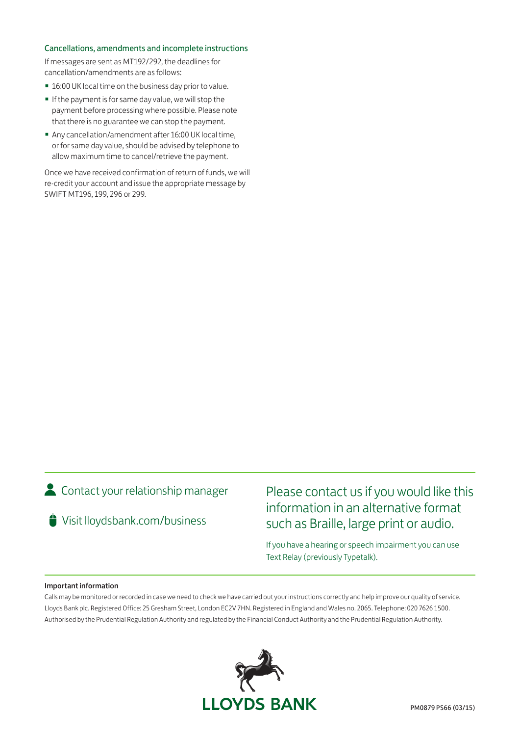### Cancellations, amendments and incomplete instructions

If messages are sent as MT192/292, the deadlines for cancellation/amendments are as follows:

- 16:00 UK local time on the business day prior to value.
- If the payment is for same day value, we will stop the payment before processing where possible. Please note that there is no guarantee we can stop the payment.
- Any cancellation/amendment after 16:00 UK local time, or for same day value, should be advised by telephone to allow maximum time to cancel/retrieve the payment.

Once we have received confirmation of return of funds, we will re-credit your account and issue the appropriate message by SWIFT MT196, 199, 296 or 299.

Contact your relationship manager

Visit lloydsbank.com/business

Please contact us if you would like this information in an alternative format such as Braille, large print or audio.

If you have a hearing or speech impairment you can use Text Relay (previously Typetalk).

**Important information**

Calls may be monitored or recorded in case we need to check we have carried out your instructions correctly and help improve our quality of service. Lloyds Bank plc. Registered Office: 25 Gresham Street, London EC2V 7HN. Registered in England and Wales no. 2065. Telephone: 020 7626 1500. Authorised by the Prudential Regulation Authority and regulated by the Financial Conduct Authority and the Prudential Regulation Authority.

LLOYDS BANK

PM0879 PS66 (03/15)